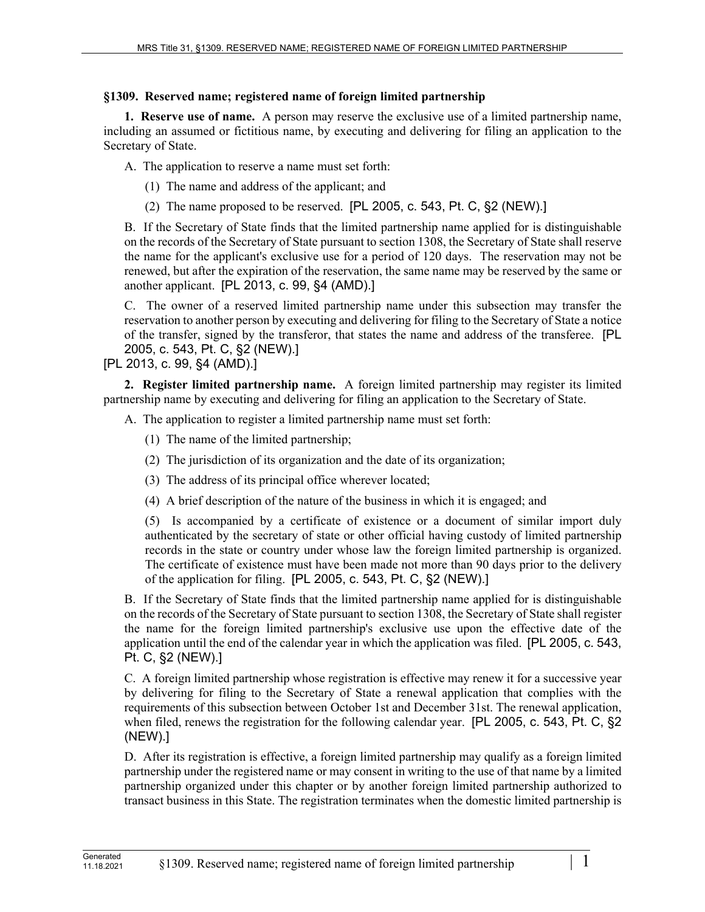## §1309. Reserved name; registered name of foreign limited partnership

**1. Reserve use of name.** A person may reserve the exclusive use of a limited partnership name, including an assumed or fictitious name, by executing and delivering for filing an application to the Secretary of State.

A. The application to reserve a name must set forth:

(1) The name and address of the applicant; and

(2) The name proposed to be reserved. [PL 2005, c. 543, Pt. C, §2 (NEW).]

B. If the Secretary of State finds that the limited partnership name applied for is distinguishable on the records of the Secretary of State pursuant to section 1308, the Secretary of State shall reserve the name for the applicant's exclusive use for a period of 120 days. The reservation may not be renewed, but after the expiration of the reservation, the same name may be reserved by the same or another applicant. [PL 2013, c. 99, §4 (AMD).]

C. The owner of a reserved limited partnership name under this subsection may transfer the reservation to another person by executing and delivering for filing to the Secretary of State a notice of the transfer, signed by the transferor, that states the name and address of the transferee. [PL 2005, c. 543, Pt. C, §2 (NEW).]

[PL 2013, c. 99, §4 (AMD).]

**2. Register limited partnership name.** A foreign limited partnership may register its limited partnership name by executing and delivering for filing an application to the Secretary of State.

A. The application to register a limited partnership name must set forth:

(1) The name of the limited partnership;

(2) The jurisdiction of its organization and the date of its organization;

(3) The address of its principal office wherever located;

(4) A brief description of the nature of the business in which it is engaged; and

(5) Is accompanied by a certificate of existence or a document of similar import duly authenticated by the secretary of state or other official having custody of limited partnership records in the state or country under whose law the foreign limited partnership is organized. The certificate of existence must have been made not more than 90 days prior to the delivery of the application for filing. [PL 2005, c. 543, Pt. C, §2 (NEW).]

B. If the Secretary of State finds that the limited partnership name applied for is distinguishable on the records of the Secretary of State pursuant to section 1308, the Secretary of State shall register the name for the foreign limited partnership's exclusive use upon the effective date of the application until the end of the calendar year in which the application was filed. [PL 2005, c. 543, Pt. C, §2 (NEW).]

C. A foreign limited partnership whose registration is effective may renew it for a successive year by delivering for filing to the Secretary of State a renewal application that complies with the requirements of this subsection between October 1st and December 31st. The renewal application, when filed, renews the registration for the following calendar year. [PL 2005, c. 543, Pt. C, §2 (NEW).]

D. After its registration is effective, a foreign limited partnership may qualify as a foreign limited partnership under the registered name or may consent in writing to the use of that name by a limited partnership organized under this chapter or by another foreign limited partnership authorized to transact business in this State. The registration terminates when the domestic limited partnership is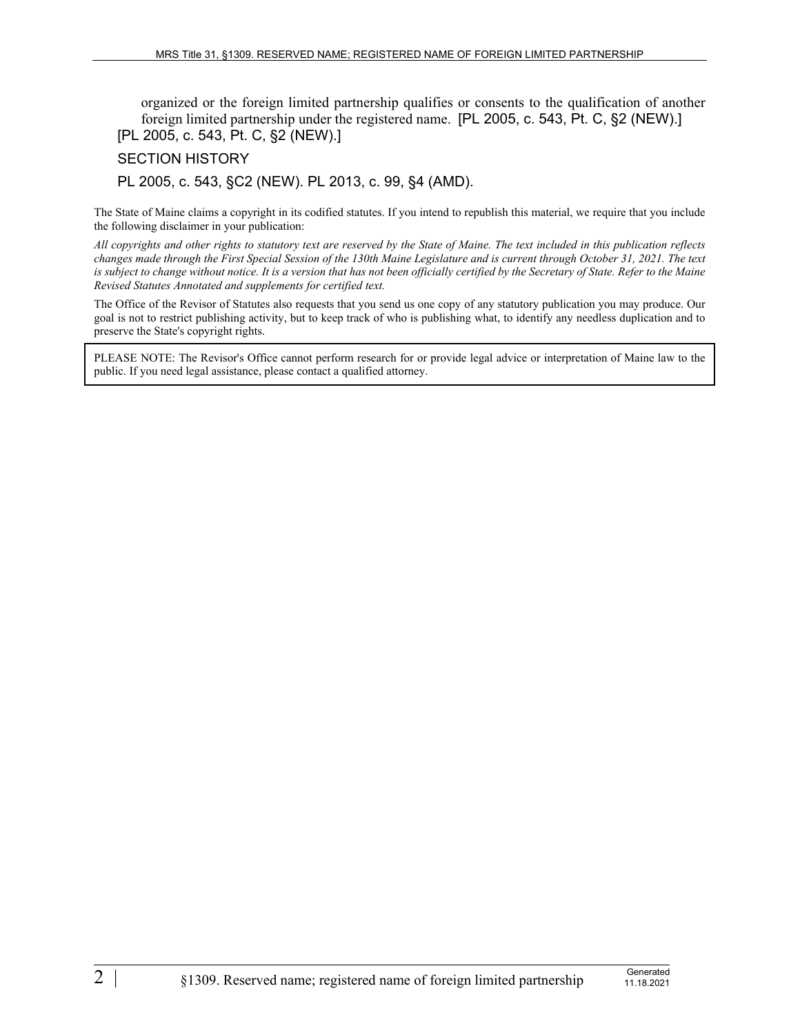organized or the foreign limited partnership qualifies or consents to the qualification of another foreign limited partnership under the registered name. [PL 2005, c. 543, Pt. C, §2 (NEW).]

[PL 2005, c. 543, Pt. C, §2 (NEW).]

SECTION HISTORY

PL 2005, c. 543, §C2 (NEW). PL 2013, c. 99, §4 (AMD).

The State of Maine claims a copyright in its codified statutes. If you intend to republish this material, we require that you include the following disclaimer in your publication:

*All copyrights and other rights to statutory text are reserved by the State of Maine. The text included in this publication reflects changes made through the First Special Session of the 130th Maine Legislature and is current through October 31, 2021. The text is subject to change without notice. It is a version that has not been officially certified by the Secretary of State. Refer to the Maine Revised Statutes Annotated and supplements for certified text.*

The Office of the Revisor of Statutes also requests that you send us one copy of any statutory publication you may produce. Our goal is not to restrict publishing activity, but to keep track of who is publishing what, to identify any needless duplication and to preserve the State's copyright rights.

PLEASE NOTE: The Revisor's Office cannot perform research for or provide legal advice or interpretation of Maine law to the public. If you need legal assistance, please contact a qualified attorney.